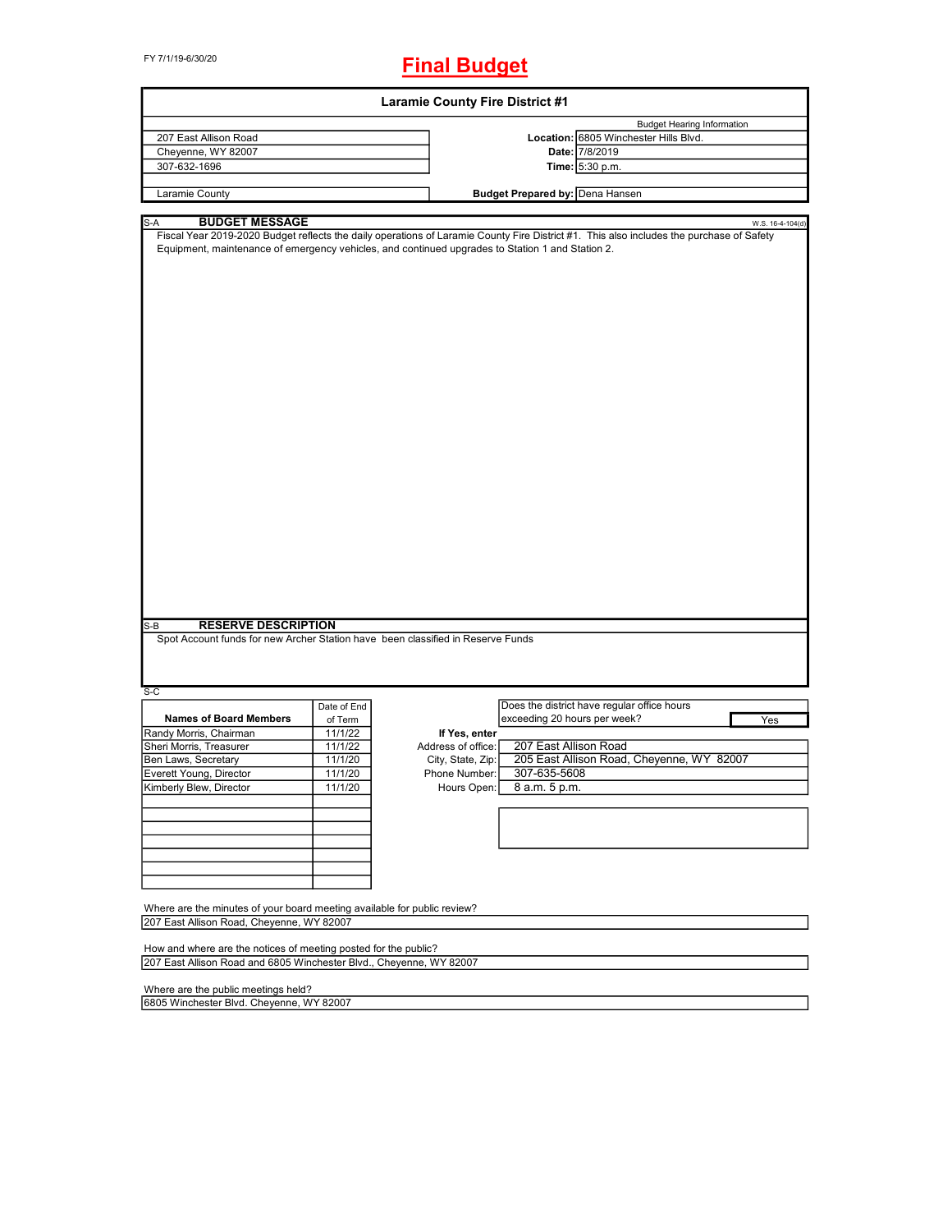FY 7/1/19-6/30/20

# Final Budget

## Laramie County Fire District #1

| | Budget Hearing Information | |
|---|---|---|
| 207 East Allison Road | **Location:** | 6805 Winchester Hills Blvd. |
| Cheyenne, WY 82007 | **Date:** | 7/8/2019 |
| 307-632-1696 | **Time:** | 5:30 p.m. |
| Laramie County | **Budget Prepared by:** | Dena Hansen |

### S-A BUDGET MESSAGE

W.S. 16-4-104(d)

Fiscal Year 2019-2020 Budget reflects the daily operations of Laramie County Fire District #1. This also includes the purchase of Safety Equipment, maintenance of emergency vehicles, and continued upgrades to Station 1 and Station 2.

### S-B RESERVE DESCRIPTION

Spot Account funds for new Archer Station have been classified in Reserve Funds

### S-C

| Names of Board Members | Date of End of Term |
|---|---|
| Randy Morris, Chairman | 11/1/22 |
| Sheri Morris, Treasurer | 11/1/22 |
| Ben Laws, Secretary | 11/1/20 |
| Everett Young, Director | 11/1/20 |
| Kimberly Blew, Director | 11/1/20 |
| | |
| | |
| | |
| | |
| | |
| | |
| | |

Does the district have regular office hours exceeding 20 hours per week? Yes

**If Yes, enter**

| | |
|---|---|
| Address of office: | 207 East Allison Road |
| City, State, Zip: | 205 East Allison Road, Cheyenne, WY 82007 |
| Phone Number: | 307-635-5608 |
| Hours Open: | 8 a.m. 5 p.m. |

Where are the minutes of your board meeting available for public review?

207 East Allison Road, Cheyenne, WY 82007

How and where are the notices of meeting posted for the public?

207 East Allison Road and 6805 Winchester Blvd., Cheyenne, WY 82007

Where are the public meetings held?

6805 Winchester Blvd. Cheyenne, WY 82007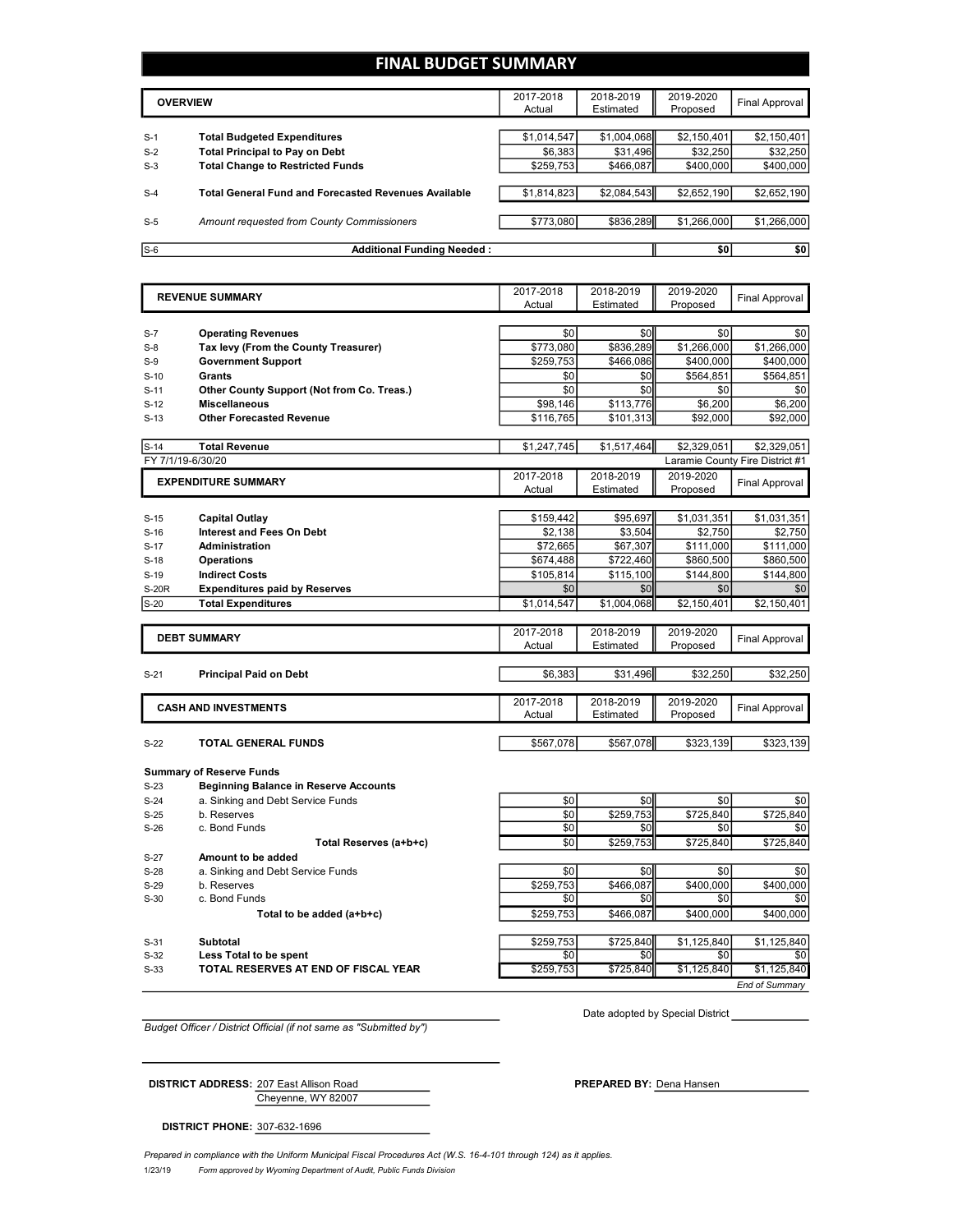# FINAL BUDGET SUMMARY

| | OVERVIEW | 2017-2018 Actual | 2018-2019 Estimated | 2019-2020 Proposed | Final Approval |
|---|---|---|---|---|---|
| S-1 | **Total Budgeted Expenditures** | $1,014,547 | $1,004,068 | $2,150,401 | $2,150,401 |
| S-2 | **Total Principal to Pay on Debt** | $6,383 | $31,496 | $32,250 | $32,250 |
| S-3 | **Total Change to Restricted Funds** | $259,753 | $466,087 | $400,000 | $400,000 |
| S-4 | **Total General Fund and Forecasted Revenues Available** | $1,814,823 | $2,084,543 | $2,652,190 | $2,652,190 |
| S-5 | *Amount requested from County Commissioners* | $773,080 | $836,289 | $1,266,000 | $1,266,000 |
| S-6 | **Additional Funding Needed :** | | | $0 | $0 |

| | REVENUE SUMMARY | 2017-2018 Actual | 2018-2019 Estimated | 2019-2020 Proposed | Final Approval |
|---|---|---|---|---|---|
| S-7 | **Operating Revenues** | $0 | $0 | $0 | $0 |
| S-8 | **Tax levy (From the County Treasurer)** | $773,080 | $836,289 | $1,266,000 | $1,266,000 |
| S-9 | **Government Support** | $259,753 | $466,086 | $400,000 | $400,000 |
| S-10 | **Grants** | $0 | $0 | $564,851 | $564,851 |
| S-11 | **Other County Support (Not from Co. Treas.)** | $0 | $0 | $0 | $0 |
| S-12 | **Miscellaneous** | $98,146 | $113,776 | $6,200 | $6,200 |
| S-13 | **Other Forecasted Revenue** | $116,765 | $101,313 | $92,000 | $92,000 |
| S-14 | **Total Revenue** | $1,247,745 | $1,517,464 | $2,329,051 | $2,329,051 |

FY 7/1/19-6/30/20 — Laramie County Fire District #1

| | EXPENDITURE SUMMARY | 2017-2018 Actual | 2018-2019 Estimated | 2019-2020 Proposed | Final Approval |
|---|---|---|---|---|---|
| S-15 | **Capital Outlay** | $159,442 | $95,697 | $1,031,351 | $1,031,351 |
| S-16 | **Interest and Fees On Debt** | $2,138 | $3,504 | $2,750 | $2,750 |
| S-17 | **Administration** | $72,665 | $67,307 | $111,000 | $111,000 |
| S-18 | **Operations** | $674,488 | $722,460 | $860,500 | $860,500 |
| S-19 | **Indirect Costs** | $105,814 | $115,100 | $144,800 | $144,800 |
| S-20R | **Expenditures paid by Reserves** | $0 | $0 | $0 | $0 |
| S-20 | **Total Expenditures** | $1,014,547 | $1,004,068 | $2,150,401 | $2,150,401 |

| | DEBT SUMMARY | 2017-2018 Actual | 2018-2019 Estimated | 2019-2020 Proposed | Final Approval |
|---|---|---|---|---|---|
| S-21 | **Principal Paid on Debt** | $6,383 | $31,496 | $32,250 | $32,250 |

| | CASH AND INVESTMENTS | 2017-2018 Actual | 2018-2019 Estimated | 2019-2020 Proposed | Final Approval |
|---|---|---|---|---|---|
| S-22 | **TOTAL GENERAL FUNDS** | $567,078 | $567,078 | $323,139 | $323,139 |
| | **Summary of Reserve Funds** | | | | |
| S-23 | **Beginning Balance in Reserve Accounts** | | | | |
| S-24 | a. Sinking and Debt Service Funds | $0 | $0 | $0 | $0 |
| S-25 | b. Reserves | $0 | $259,753 | $725,840 | $725,840 |
| S-26 | c. Bond Funds | $0 | $0 | $0 | $0 |
| | **Total Reserves (a+b+c)** | $0 | $259,753 | $725,840 | $725,840 |
| S-27 | **Amount to be added** | | | | |
| S-28 | a. Sinking and Debt Service Funds | $0 | $0 | $0 | $0 |
| S-29 | b. Reserves | $259,753 | $466,087 | $400,000 | $400,000 |
| S-30 | c. Bond Funds | $0 | $0 | $0 | $0 |
| | **Total to be added (a+b+c)** | $259,753 | $466,087 | $400,000 | $400,000 |
| S-31 | **Subtotal** | $259,753 | $725,840 | $1,125,840 | $1,125,840 |
| S-32 | **Less Total to be spent** | $0 | $0 | $0 | $0 |
| S-33 | **TOTAL RESERVES AT END OF FISCAL YEAR** | $259,753 | $725,840 | $1,125,840 | $1,125,840 |

*End of Summary*

*Budget Officer / District Official (if not same as "Submitted by")*

Date adopted by Special District ____________

**DISTRICT ADDRESS:** 207 East Allison Road
Cheyenne, WY 82007

**PREPARED BY:** Dena Hansen

**DISTRICT PHONE:** 307-632-1696

*Prepared in compliance with the Uniform Municipal Fiscal Procedures Act (W.S. 16-4-101 through 124) as it applies.*

1/23/19 *Form approved by Wyoming Department of Audit, Public Funds Division*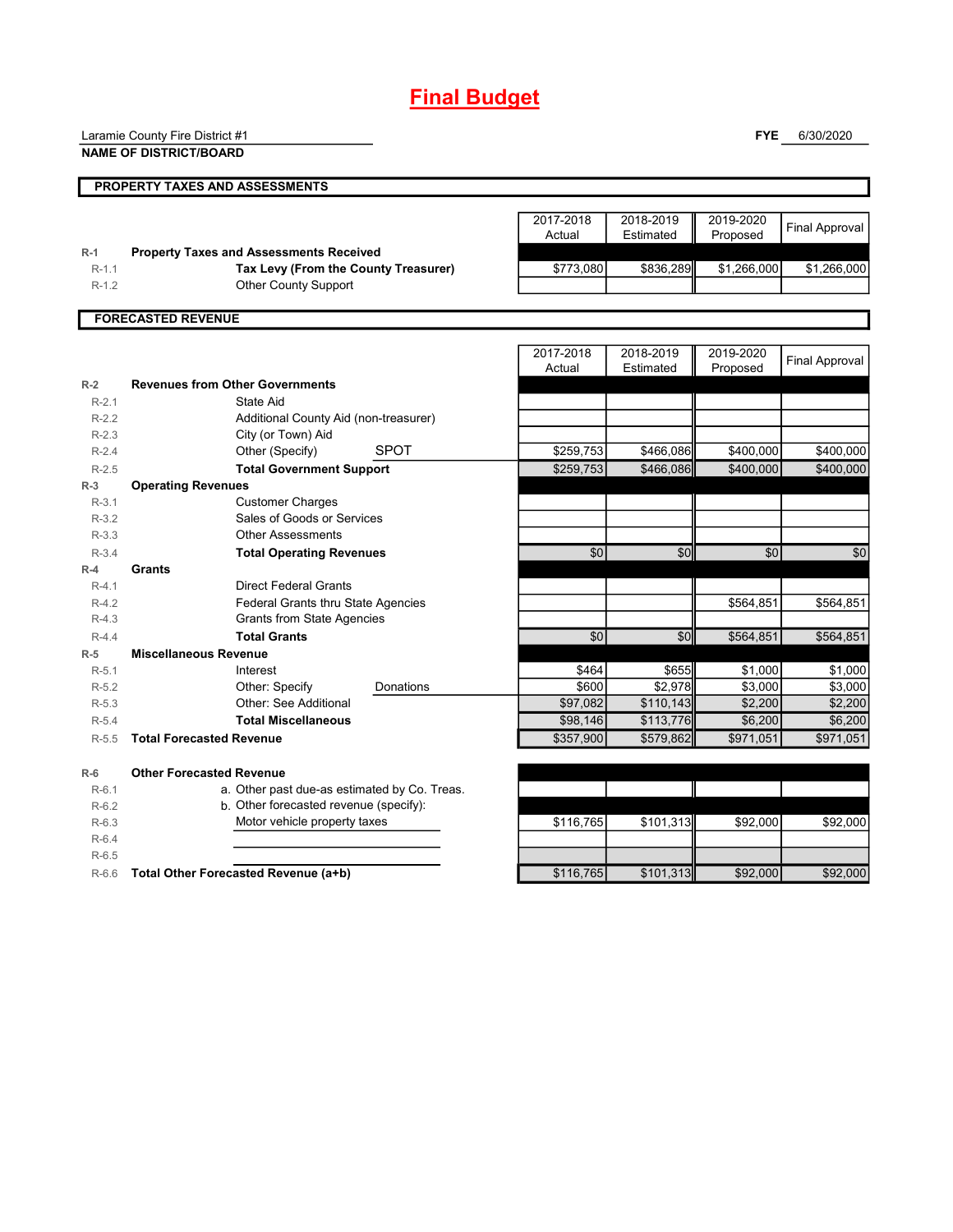# Final Budget

Laramie County Fire District #1
**NAME OF DISTRICT/BOARD**

**FYE** 6/30/2020

## PROPERTY TAXES AND ASSESSMENTS

| | | 2017-2018 Actual | 2018-2019 Estimated | 2019-2020 Proposed | Final Approval |
|---|---|---|---|---|---|
| R-1 | **Property Taxes and Assessments Received** | | | | |
| R-1.1 | **Tax Levy (From the County Treasurer)** | $773,080 | $836,289 | $1,266,000 | $1,266,000 |
| R-1.2 | Other County Support | | | | |

## FORECASTED REVENUE

| | | 2017-2018 Actual | 2018-2019 Estimated | 2019-2020 Proposed | Final Approval |
|---|---|---|---|---|---|
| R-2 | **Revenues from Other Governments** | | | | |
| R-2.1 | State Aid | | | | |
| R-2.2 | Additional County Aid (non-treasurer) | | | | |
| R-2.3 | City (or Town) Aid | | | | |
| R-2.4 | Other (Specify) SPOT | $259,753 | $466,086 | $400,000 | $400,000 |
| R-2.5 | **Total Government Support** | $259,753 | $466,086 | $400,000 | $400,000 |
| R-3 | **Operating Revenues** | | | | |
| R-3.1 | Customer Charges | | | | |
| R-3.2 | Sales of Goods or Services | | | | |
| R-3.3 | Other Assessments | | | | |
| R-3.4 | **Total Operating Revenues** | $0 | $0 | $0 | $0 |
| R-4 | **Grants** | | | | |
| R-4.1 | Direct Federal Grants | | | | |
| R-4.2 | Federal Grants thru State Agencies | | | $564,851 | $564,851 |
| R-4.3 | Grants from State Agencies | | | | |
| R-4.4 | **Total Grants** | $0 | $0 | $564,851 | $564,851 |
| R-5 | **Miscellaneous Revenue** | | | | |
| R-5.1 | Interest | $464 | $655 | $1,000 | $1,000 |
| R-5.2 | Other: Specify Donations | $600 | $2,978 | $3,000 | $3,000 |
| R-5.3 | Other: See Additional | $97,082 | $110,143 | $2,200 | $2,200 |
| R-5.4 | **Total Miscellaneous** | $98,146 | $113,776 | $6,200 | $6,200 |
| R-5.5 | **Total Forecasted Revenue** | $357,900 | $579,862 | $971,051 | $971,051 |
| R-6 | **Other Forecasted Revenue** | | | | |
| R-6.1 | a. Other past due-as estimated by Co. Treas. | | | | |
| R-6.2 | b. Other forecasted revenue (specify): | | | | |
| R-6.3 | Motor vehicle property taxes | $116,765 | $101,313 | $92,000 | $92,000 |
| R-6.4 | | | | | |
| R-6.5 | | | | | |
| R-6.6 | **Total Other Forecasted Revenue (a+b)** | $116,765 | $101,313 | $92,000 | $92,000 |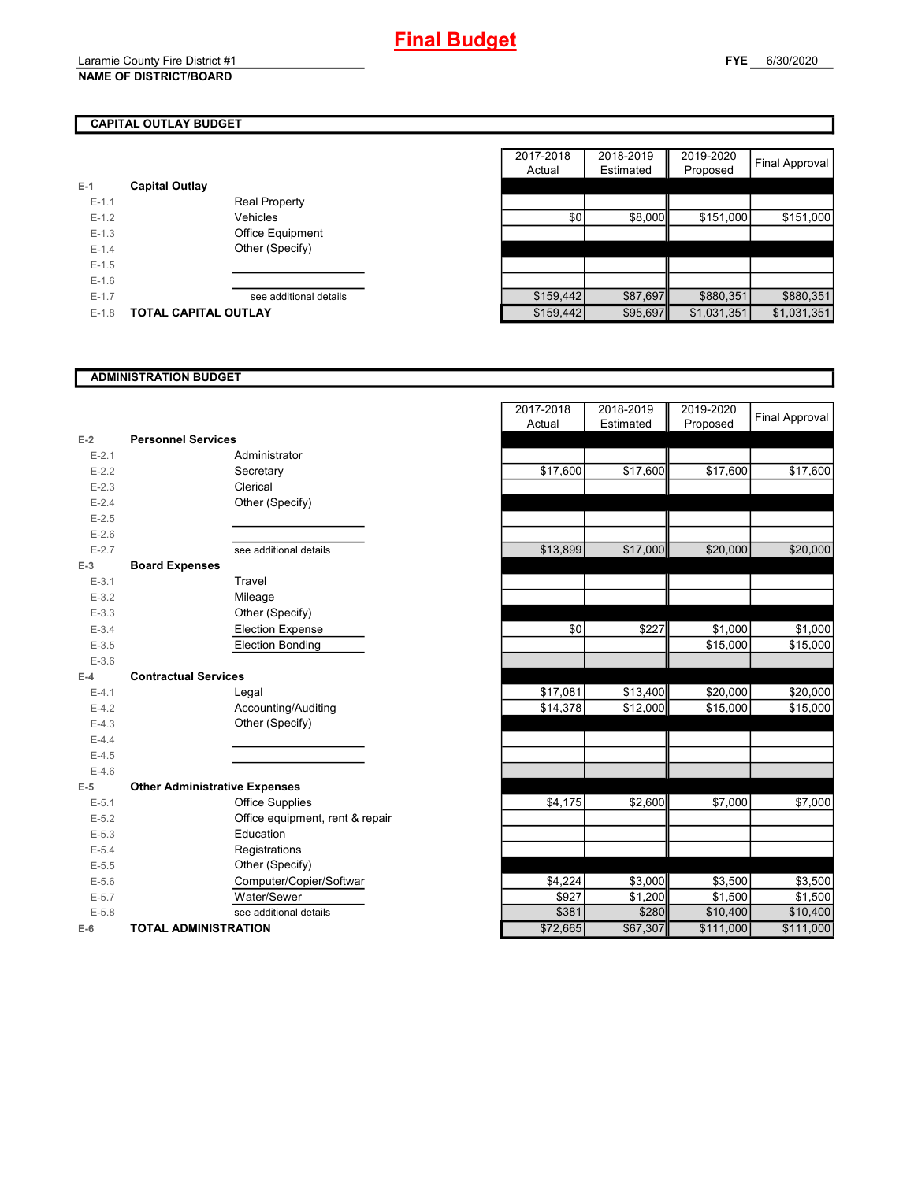# Final Budget

Laramie County Fire District #1
**NAME OF DISTRICT/BOARD**

**FYE** 6/30/2020

## CAPITAL OUTLAY BUDGET

| | | | 2017-2018 Actual | 2018-2019 Estimated | 2019-2020 Proposed | Final Approval |
|---|---|---|---|---|---|---|
| E-1 | **Capital Outlay** | | | | | |
| E-1.1 | | Real Property | | | | |
| E-1.2 | | Vehicles | $0 | $8,000 | $151,000 | $151,000 |
| E-1.3 | | Office Equipment | | | | |
| E-1.4 | | Other (Specify) | | | | |
| E-1.5 | | | | | | |
| E-1.6 | | | | | | |
| E-1.7 | | see additional details | $159,442 | $87,697 | $880,351 | $880,351 |
| E-1.8 | **TOTAL CAPITAL OUTLAY** | | $159,442 | $95,697 | $1,031,351 | $1,031,351 |

## ADMINISTRATION BUDGET

| | | | 2017-2018 Actual | 2018-2019 Estimated | 2019-2020 Proposed | Final Approval |
|---|---|---|---|---|---|---|
| E-2 | **Personnel Services** | | | | | |
| E-2.1 | | Administrator | | | | |
| E-2.2 | | Secretary | $17,600 | $17,600 | $17,600 | $17,600 |
| E-2.3 | | Clerical | | | | |
| E-2.4 | | Other (Specify) | | | | |
| E-2.5 | | | | | | |
| E-2.6 | | | | | | |
| E-2.7 | | see additional details | $13,899 | $17,000 | $20,000 | $20,000 |
| E-3 | **Board Expenses** | | | | | |
| E-3.1 | | Travel | | | | |
| E-3.2 | | Mileage | | | | |
| E-3.3 | | Other (Specify) | | | | |
| E-3.4 | | Election Expense | $0 | $227 | $1,000 | $1,000 |
| E-3.5 | | Election Bonding | | | $15,000 | $15,000 |
| E-3.6 | | | | | | |
| E-4 | **Contractual Services** | | | | | |
| E-4.1 | | Legal | $17,081 | $13,400 | $20,000 | $20,000 |
| E-4.2 | | Accounting/Auditing | $14,378 | $12,000 | $15,000 | $15,000 |
| E-4.3 | | Other (Specify) | | | | |
| E-4.4 | | | | | | |
| E-4.5 | | | | | | |
| E-4.6 | | | | | | |
| E-5 | **Other Administrative Expenses** | | | | | |
| E-5.1 | | Office Supplies | $4,175 | $2,600 | $7,000 | $7,000 |
| E-5.2 | | Office equipment, rent & repair | | | | |
| E-5.3 | | Education | | | | |
| E-5.4 | | Registrations | | | | |
| E-5.5 | | Other (Specify) | | | | |
| E-5.6 | | Computer/Copier/Softwar | $4,224 | $3,000 | $3,500 | $3,500 |
| E-5.7 | | Water/Sewer | $927 | $1,200 | $1,500 | $1,500 |
| E-5.8 | | see additional details | $381 | $280 | $10,400 | $10,400 |
| E-6 | **TOTAL ADMINISTRATION** | | $72,665 | $67,307 | $111,000 | $111,000 |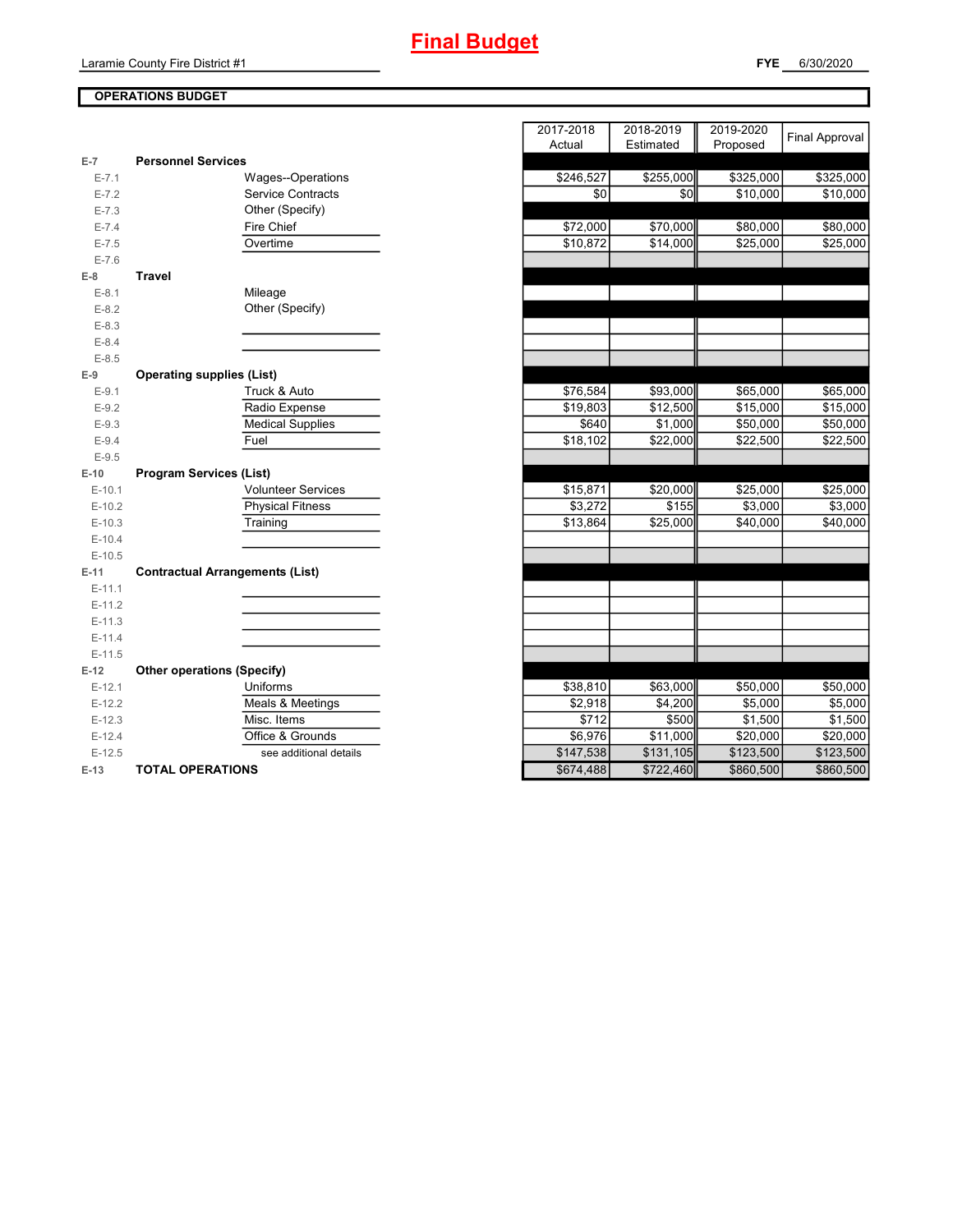# Final Budget

Laramie County Fire District #1

**FYE** 6/30/2020

## OPERATIONS BUDGET

| | | | 2017-2018 Actual | 2018-2019 Estimated | 2019-2020 Proposed | Final Approval |
|---|---|---|---|---|---|---|
| E-7 | **Personnel Services** | | | | | |
| E-7.1 | | Wages--Operations | $246,527 | $255,000 | $325,000 | $325,000 |
| E-7.2 | | Service Contracts | $0 | $0 | $10,000 | $10,000 |
| E-7.3 | | Other (Specify) | | | | |
| E-7.4 | | Fire Chief | $72,000 | $70,000 | $80,000 | $80,000 |
| E-7.5 | | Overtime | $10,872 | $14,000 | $25,000 | $25,000 |
| E-7.6 | | | | | | |
| E-8 | **Travel** | | | | | |
| E-8.1 | | Mileage | | | | |
| E-8.2 | | Other (Specify) | | | | |
| E-8.3 | | | | | | |
| E-8.4 | | | | | | |
| E-8.5 | | | | | | |
| E-9 | **Operating supplies (List)** | | | | | |
| E-9.1 | | Truck & Auto | $76,584 | $93,000 | $65,000 | $65,000 |
| E-9.2 | | Radio Expense | $19,803 | $12,500 | $15,000 | $15,000 |
| E-9.3 | | Medical Supplies | $640 | $1,000 | $50,000 | $50,000 |
| E-9.4 | | Fuel | $18,102 | $22,000 | $22,500 | $22,500 |
| E-9.5 | | | | | | |
| E-10 | **Program Services (List)** | | | | | |
| E-10.1 | | Volunteer Services | $15,871 | $20,000 | $25,000 | $25,000 |
| E-10.2 | | Physical Fitness | $3,272 | $155 | $3,000 | $3,000 |
| E-10.3 | | Training | $13,864 | $25,000 | $40,000 | $40,000 |
| E-10.4 | | | | | | |
| E-10.5 | | | | | | |
| E-11 | **Contractual Arrangements (List)** | | | | | |
| E-11.1 | | | | | | |
| E-11.2 | | | | | | |
| E-11.3 | | | | | | |
| E-11.4 | | | | | | |
| E-11.5 | | | | | | |
| E-12 | **Other operations (Specify)** | | | | | |
| E-12.1 | | Uniforms | $38,810 | $63,000 | $50,000 | $50,000 |
| E-12.2 | | Meals & Meetings | $2,918 | $4,200 | $5,000 | $5,000 |
| E-12.3 | | Misc. Items | $712 | $500 | $1,500 | $1,500 |
| E-12.4 | | Office & Grounds | $6,976 | $11,000 | $20,000 | $20,000 |
| E-12.5 | | see additional details | $147,538 | $131,105 | $123,500 | $123,500 |
| E-13 | **TOTAL OPERATIONS** | | $674,488 | $722,460 | $860,500 | $860,500 |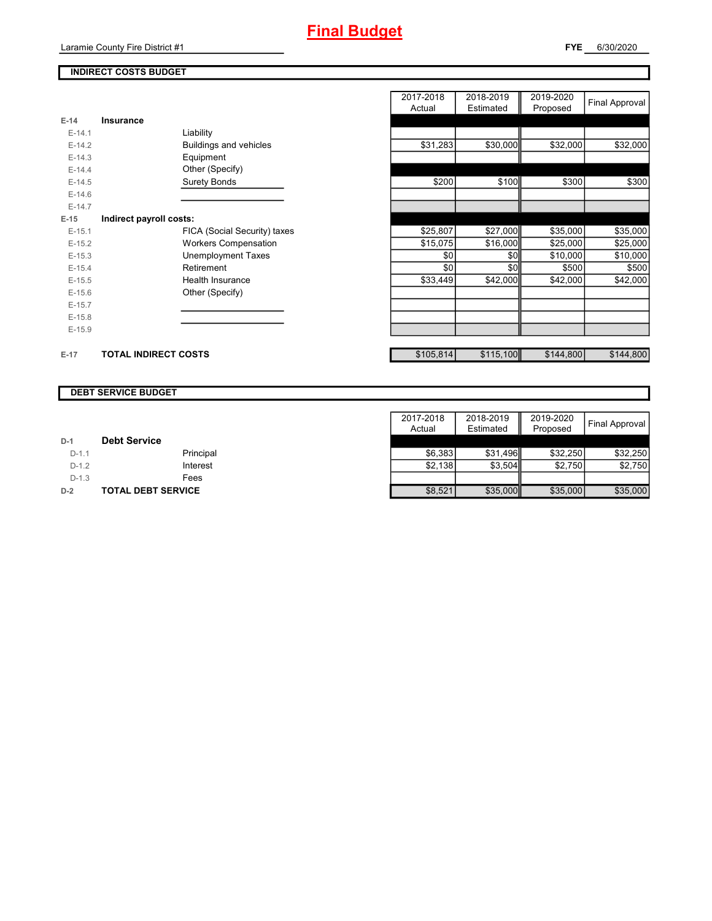# Final Budget

Laramie County Fire District #1

**FYE** 6/30/2020

## INDIRECT COSTS BUDGET

| | | | 2017-2018 Actual | 2018-2019 Estimated | 2019-2020 Proposed | Final Approval |
|---|---|---|---|---|---|---|
| **E-14** | **Insurance** | | | | | |
| E-14.1 | | Liability | | | | |
| E-14.2 | | Buildings and vehicles | $31,283 | $30,000 | $32,000 | $32,000 |
| E-14.3 | | Equipment | | | | |
| E-14.4 | | Other (Specify) | | | | |
| E-14.5 | | Surety Bonds | $200 | $100 | $300 | $300 |
| E-14.6 | | | | | | |
| E-14.7 | | | | | | |
| **E-15** | **Indirect payroll costs:** | | | | | |
| E-15.1 | | FICA (Social Security) taxes | $25,807 | $27,000 | $35,000 | $35,000 |
| E-15.2 | | Workers Compensation | $15,075 | $16,000 | $25,000 | $25,000 |
| E-15.3 | | Unemployment Taxes | $0 | $0 | $10,000 | $10,000 |
| E-15.4 | | Retirement | $0 | $0 | $500 | $500 |
| E-15.5 | | Health Insurance | $33,449 | $42,000 | $42,000 | $42,000 |
| E-15.6 | | Other (Specify) | | | | |
| E-15.7 | | | | | | |
| E-15.8 | | | | | | |
| E-15.9 | | | | | | |
| **E-17** | **TOTAL INDIRECT COSTS** | | $105,814 | $115,100 | $144,800 | $144,800 |

## DEBT SERVICE BUDGET

| | | | 2017-2018 Actual | 2018-2019 Estimated | 2019-2020 Proposed | Final Approval |
|---|---|---|---|---|---|---|
| **D-1** | **Debt Service** | | | | | |
| D-1.1 | | Principal | $6,383 | $31,496 | $32,250 | $32,250 |
| D-1.2 | | Interest | $2,138 | $3,504 | $2,750 | $2,750 |
| D-1.3 | | Fees | | | | |
| **D-2** | **TOTAL DEBT SERVICE** | | $8,521 | $35,000 | $35,000 | $35,000 |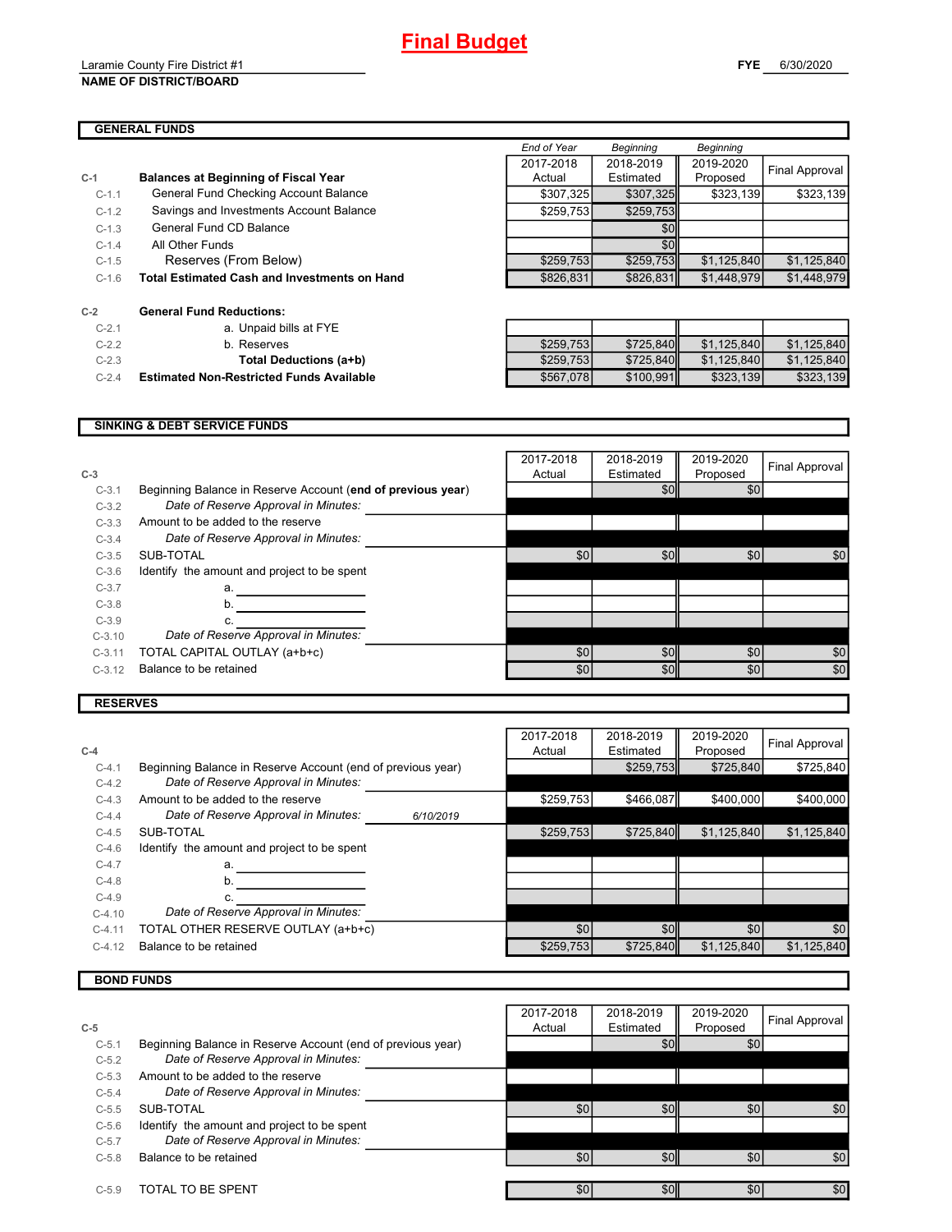# Final Budget

Laramie County Fire District #1
**NAME OF DISTRICT/BOARD**

**FYE** 6/30/2020

## GENERAL FUNDS

| | | End of Year 2017-2018 Actual | Beginning 2018-2019 Estimated | Beginning 2019-2020 Proposed | Final Approval |
|---|---|---|---|---|---|
| C-1 | **Balances at Beginning of Fiscal Year** | | | | |
| C-1.1 | General Fund Checking Account Balance | $307,325 | $307,325 | $323,139 | $323,139 |
| C-1.2 | Savings and Investments Account Balance | $259,753 | $259,753 | | |
| C-1.3 | General Fund CD Balance | | $0 | | |
| C-1.4 | All Other Funds | | $0 | | |
| C-1.5 | Reserves (From Below) | $259,753 | $259,753 | $1,125,840 | $1,125,840 |
| C-1.6 | **Total Estimated Cash and Investments on Hand** | $826,831 | $826,831 | $1,448,979 | $1,448,979 |
| C-2 | **General Fund Reductions:** | | | | |
| C-2.1 | a. Unpaid bills at FYE | | | | |
| C-2.2 | b. Reserves | $259,753 | $725,840 | $1,125,840 | $1,125,840 |
| C-2.3 | **Total Deductions (a+b)** | $259,753 | $725,840 | $1,125,840 | $1,125,840 |
| C-2.4 | **Estimated Non-Restricted Funds Available** | $567,078 | $100,991 | $323,139 | $323,139 |

## SINKING & DEBT SERVICE FUNDS

| C-3 | | 2017-2018 Actual | 2018-2019 Estimated | 2019-2020 Proposed | Final Approval |
|---|---|---|---|---|---|
| C-3.1 | Beginning Balance in Reserve Account (**end of previous year**) | | $0 | $0 | |
| C-3.2 | *Date of Reserve Approval in Minutes:* | | | | |
| C-3.3 | Amount to be added to the reserve | | | | |
| C-3.4 | *Date of Reserve Approval in Minutes:* | | | | |
| C-3.5 | SUB-TOTAL | $0 | $0 | $0 | $0 |
| C-3.6 | Identify the amount and project to be spent | | | | |
| C-3.7 | a. | | | | |
| C-3.8 | b. | | | | |
| C-3.9 | c. | | | | |
| C-3.10 | *Date of Reserve Approval in Minutes:* | | | | |
| C-3.11 | TOTAL CAPITAL OUTLAY (a+b+c) | $0 | $0 | $0 | $0 |
| C-3.12 | Balance to be retained | $0 | $0 | $0 | $0 |

## RESERVES

| C-4 | | 2017-2018 Actual | 2018-2019 Estimated | 2019-2020 Proposed | Final Approval |
|---|---|---|---|---|---|
| C-4.1 | Beginning Balance in Reserve Account (end of previous year) | | $259,753 | $725,840 | $725,840 |
| C-4.2 | *Date of Reserve Approval in Minutes:* | | | | |
| C-4.3 | Amount to be added to the reserve | $259,753 | $466,087 | $400,000 | $400,000 |
| C-4.4 | *Date of Reserve Approval in Minutes:* 6/10/2019 | | | | |
| C-4.5 | SUB-TOTAL | $259,753 | $725,840 | $1,125,840 | $1,125,840 |
| C-4.6 | Identify the amount and project to be spent | | | | |
| C-4.7 | a. | | | | |
| C-4.8 | b. | | | | |
| C-4.9 | c. | | | | |
| C-4.10 | *Date of Reserve Approval in Minutes:* | | | | |
| C-4.11 | TOTAL OTHER RESERVE OUTLAY (a+b+c) | $0 | $0 | $0 | $0 |
| C-4.12 | Balance to be retained | $259,753 | $725,840 | $1,125,840 | $1,125,840 |

## BOND FUNDS

| C-5 | | 2017-2018 Actual | 2018-2019 Estimated | 2019-2020 Proposed | Final Approval |
|---|---|---|---|---|---|
| C-5.1 | Beginning Balance in Reserve Account (end of previous year) | | $0 | $0 | |
| C-5.2 | *Date of Reserve Approval in Minutes:* | | | | |
| C-5.3 | Amount to be added to the reserve | | | | |
| C-5.4 | *Date of Reserve Approval in Minutes:* | | | | |
| C-5.5 | SUB-TOTAL | $0 | $0 | $0 | $0 |
| C-5.6 | Identify the amount and project to be spent | | | | |
| C-5.7 | *Date of Reserve Approval in Minutes:* | | | | |
| C-5.8 | Balance to be retained | $0 | $0 | $0 | $0 |
| C-5.9 | TOTAL TO BE SPENT | $0 | $0 | $0 | $0 |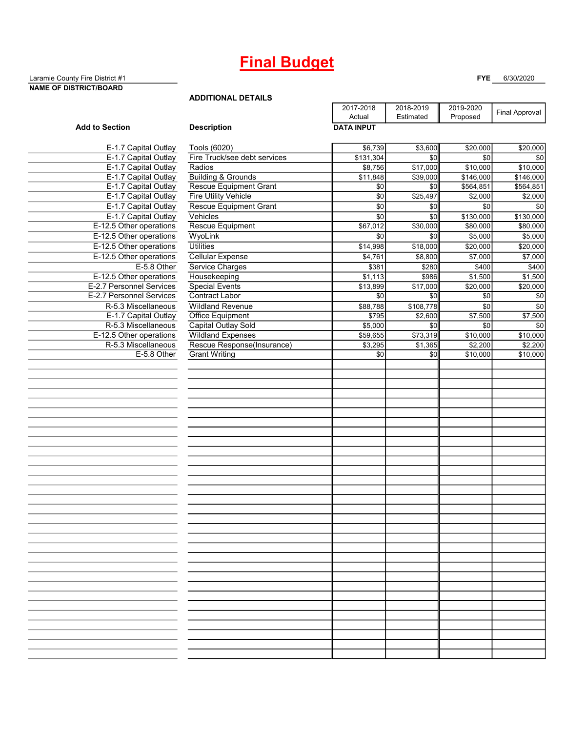# Final Budget

Laramie County Fire District #1

**NAME OF DISTRICT/BOARD**

**FYE** 6/30/2020

**ADDITIONAL DETAILS**

| **Add to Section** | **Description** | 2017-2018 Actual | 2018-2019 Estimated | 2019-2020 Proposed | Final Approval |
|---|---|---|---|---|---|
| | | **DATA INPUT** | | | |
| E-1.7 Capital Outlay | Tools (6020) | $6,739 | $3,600 | $20,000 | $20,000 |
| E-1.7 Capital Outlay | Fire Truck/see debt services | $131,304 | $0 | $0 | $0 |
| E-1.7 Capital Outlay | Radios | $8,756 | $17,000 | $10,000 | $10,000 |
| E-1.7 Capital Outlay | Building & Grounds | $11,848 | $39,000 | $146,000 | $146,000 |
| E-1.7 Capital Outlay | Rescue Equipment Grant | $0 | $0 | $564,851 | $564,851 |
| E-1.7 Capital Outlay | Fire Utility Vehicle | $0 | $25,497 | $2,000 | $2,000 |
| E-1.7 Capital Outlay | Rescue Equipment Grant | $0 | $0 | $0 | $0 |
| E-1.7 Capital Outlay | Vehicles | $0 | $0 | $130,000 | $130,000 |
| E-12.5 Other operations | Rescue Equipment | $67,012 | $30,000 | $80,000 | $80,000 |
| E-12.5 Other operations | WyoLink | $0 | $0 | $5,000 | $5,000 |
| E-12.5 Other operations | Utilities | $14,998 | $18,000 | $20,000 | $20,000 |
| E-12.5 Other operations | Cellular Expense | $4,761 | $8,800 | $7,000 | $7,000 |
| E-5.8 Other | Service Charges | $381 | $280 | $400 | $400 |
| E-12.5 Other operations | Housekeeping | $1,113 | $986 | $1,500 | $1,500 |
| E-2.7 Personnel Services | Special Events | $13,899 | $17,000 | $20,000 | $20,000 |
| E-2.7 Personnel Services | Contract Labor | $0 | $0 | $0 | $0 |
| R-5.3 Miscellaneous | Wildland Revenue | $88,788 | $108,778 | $0 | $0 |
| E-1.7 Capital Outlay | Office Equipment | $795 | $2,600 | $7,500 | $7,500 |
| R-5.3 Miscellaneous | Capital Outlay Sold | $5,000 | $0 | $0 | $0 |
| E-12.5 Other operations | Wildland Expenses | $59,655 | $73,319 | $10,000 | $10,000 |
| R-5.3 Miscellaneous | Rescue Response(Insurance) | $3,295 | $1,365 | $2,200 | $2,200 |
| E-5.8 Other | Grant Writing | $0 | $0 | $10,000 | $10,000 |